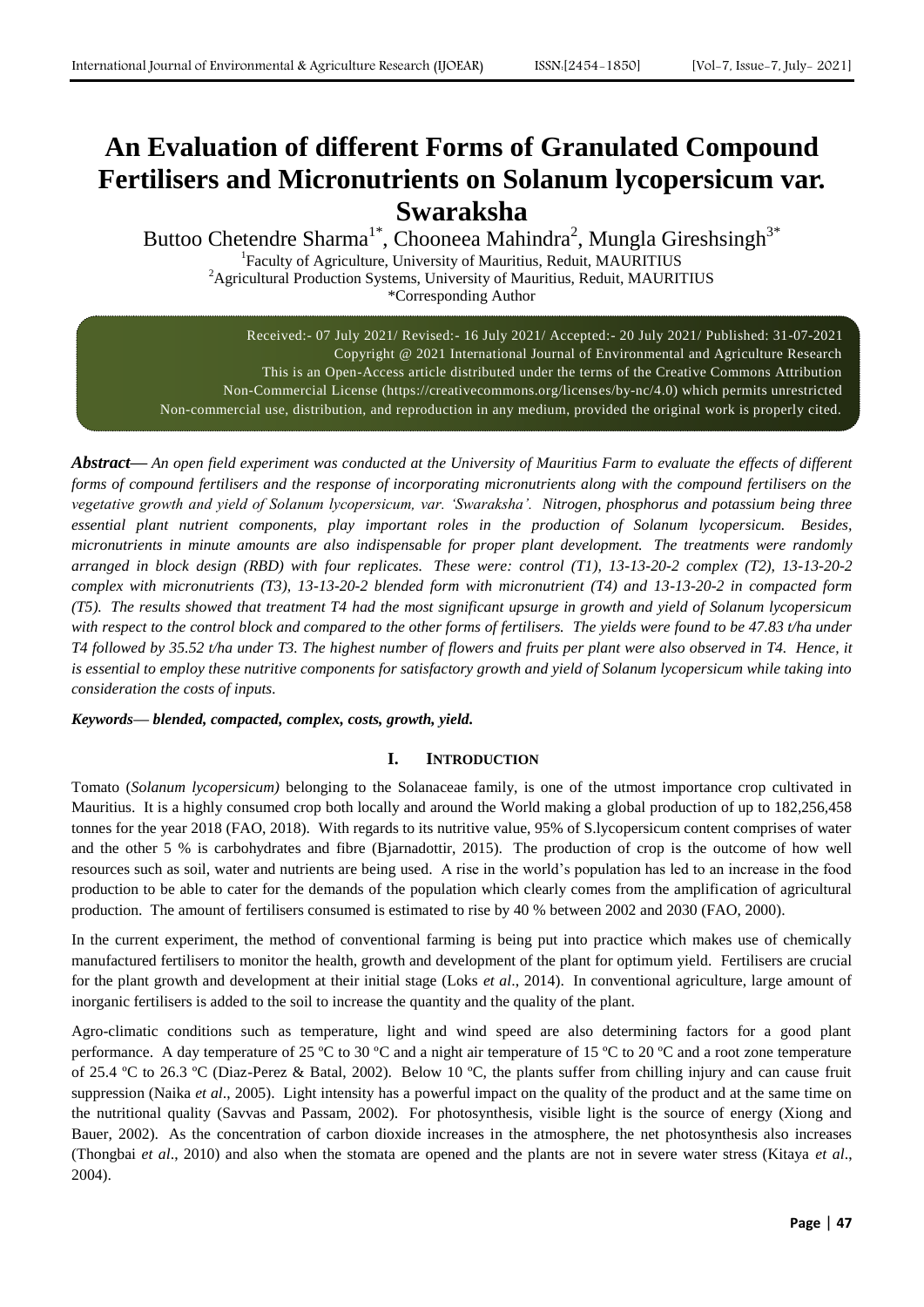# An Evaluation of different Forms of Granulated Compound Fertilisers and Micronutrients on Solanum lycopersicum var. Swaraksha

Buttoo Chetendre Sharma[1*], Chooneea Mahindra[2], Mungla Gireshsingh[3*]

[1]Faculty of Agriculture, University of Mauritius, Reduit, MAURITIUS
[2]Agricultural Production Systems, University of Mauritius, Reduit, MAURITIUS
*Corresponding Author

Received:- 07 July 2021/ Revised:- 16 July 2021/ Accepted:- 20 July 2021/ Published: 31-07-2021
Copyright @ 2021 International Journal of Environmental and Agriculture Research
This is an Open-Access article distributed under the terms of the Creative Commons Attribution Non-Commercial License (https://creativecommons.org/licenses/by-nc/4.0) which permits unrestricted Non-commercial use, distribution, and reproduction in any medium, provided the original work is properly cited.

***Abstract*— *An open field experiment was conducted at the University of Mauritius Farm to evaluate the effects of different forms of compound fertilisers and the response of incorporating micronutrients along with the compound fertilisers on the vegetative growth and yield of Solanum lycopersicum, var. 'Swaraksha'. Nitrogen, phosphorus and potassium being three essential plant nutrient components, play important roles in the production of Solanum lycopersicum. Besides, micronutrients in minute amounts are also indispensable for proper plant development. The treatments were randomly arranged in block design (RBD) with four replicates. These were: control (T1), 13-13-20-2 complex (T2), 13-13-20-2 complex with micronutrients (T3), 13-13-20-2 blended form with micronutrient (T4) and 13-13-20-2 in compacted form (T5). The results showed that treatment T4 had the most significant upsurge in growth and yield of Solanum lycopersicum with respect to the control block and compared to the other forms of fertilisers. The yields were found to be 47.83 t/ha under T4 followed by 35.52 t/ha under T3. The highest number of flowers and fruits per plant were also observed in T4. Hence, it is essential to employ these nutritive components for satisfactory growth and yield of Solanum lycopersicum while taking into consideration the costs of inputs.*

***Keywords*— *blended, compacted, complex, costs, growth, yield.***

## I. INTRODUCTION

Tomato (*Solanum lycopersicum)* belonging to the Solanaceae family, is one of the utmost importance crop cultivated in Mauritius. It is a highly consumed crop both locally and around the World making a global production of up to 182,256,458 tonnes for the year 2018 (FAO, 2018). With regards to its nutritive value, 95% of S.lycopersicum content comprises of water and the other 5 % is carbohydrates and fibre (Bjarnadottir, 2015). The production of crop is the outcome of how well resources such as soil, water and nutrients are being used. A rise in the world's population has led to an increase in the food production to be able to cater for the demands of the population which clearly comes from the amplification of agricultural production. The amount of fertilisers consumed is estimated to rise by 40 % between 2002 and 2030 (FAO, 2000).

In the current experiment, the method of conventional farming is being put into practice which makes use of chemically manufactured fertilisers to monitor the health, growth and development of the plant for optimum yield. Fertilisers are crucial for the plant growth and development at their initial stage (Loks *et al*., 2014). In conventional agriculture, large amount of inorganic fertilisers is added to the soil to increase the quantity and the quality of the plant.

Agro-climatic conditions such as temperature, light and wind speed are also determining factors for a good plant performance. A day temperature of 25 ºC to 30 ºC and a night air temperature of 15 ºC to 20 ºC and a root zone temperature of 25.4 ºC to 26.3 ºC (Diaz-Perez & Batal, 2002). Below 10 ºC, the plants suffer from chilling injury and can cause fruit suppression (Naika *et al*., 2005). Light intensity has a powerful impact on the quality of the product and at the same time on the nutritional quality (Savvas and Passam, 2002). For photosynthesis, visible light is the source of energy (Xiong and Bauer, 2002). As the concentration of carbon dioxide increases in the atmosphere, the net photosynthesis also increases (Thongbai *et al*., 2010) and also when the stomata are opened and the plants are not in severe water stress (Kitaya *et al*., 2004).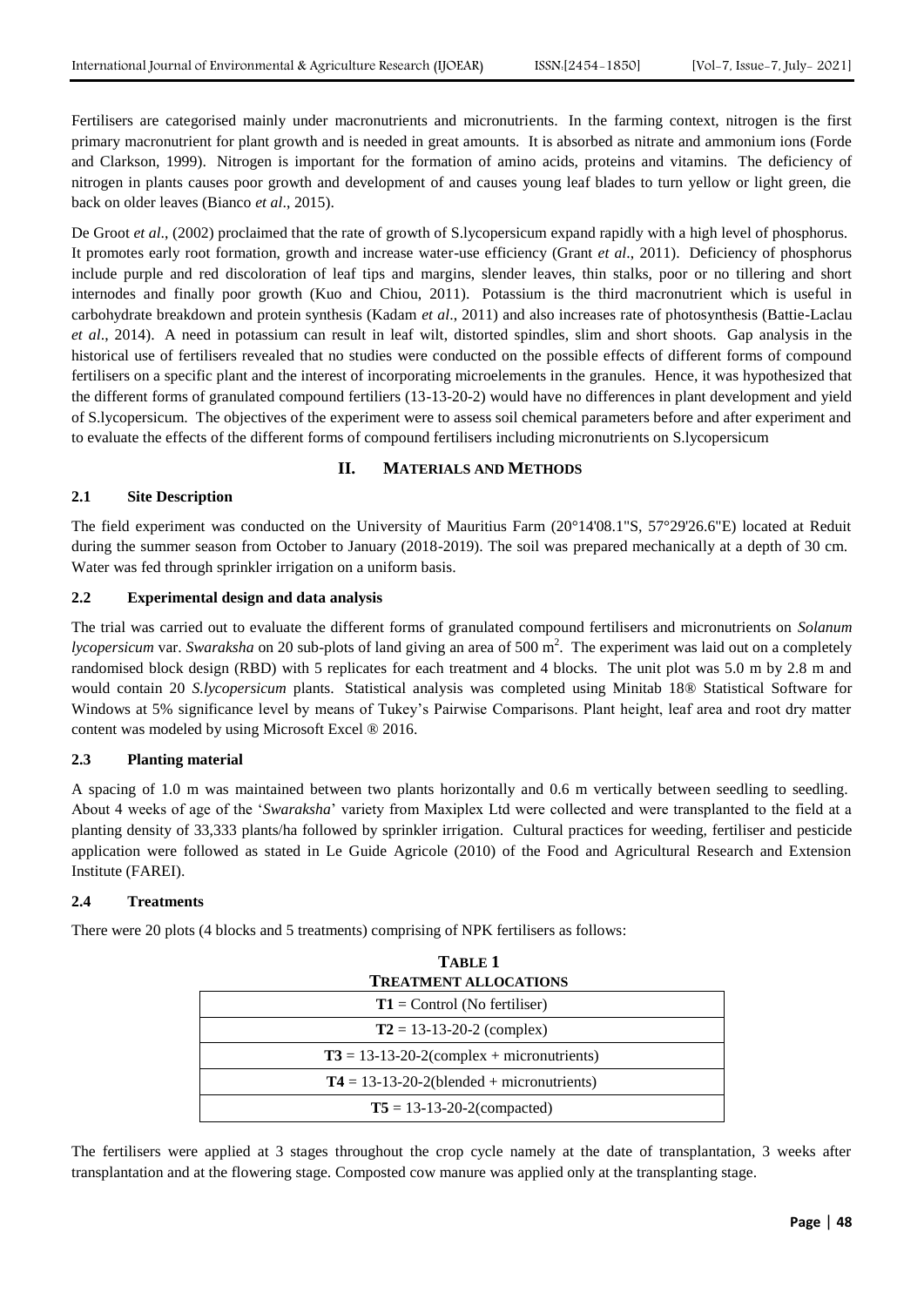Fertilisers are categorised mainly under macronutrients and micronutrients. In the farming context, nitrogen is the first primary macronutrient for plant growth and is needed in great amounts. It is absorbed as nitrate and ammonium ions (Forde and Clarkson, 1999). Nitrogen is important for the formation of amino acids, proteins and vitamins. The deficiency of nitrogen in plants causes poor growth and development of and causes young leaf blades to turn yellow or light green, die back on older leaves (Bianco *et al*., 2015).

De Groot *et al*., (2002) proclaimed that the rate of growth of S.lycopersicum expand rapidly with a high level of phosphorus. It promotes early root formation, growth and increase water-use efficiency (Grant *et al*., 2011). Deficiency of phosphorus include purple and red discoloration of leaf tips and margins, slender leaves, thin stalks, poor or no tillering and short internodes and finally poor growth (Kuo and Chiou, 2011). Potassium is the third macronutrient which is useful in carbohydrate breakdown and protein synthesis (Kadam *et al*., 2011) and also increases rate of photosynthesis (Battie-Laclau *et al*., 2014). A need in potassium can result in leaf wilt, distorted spindles, slim and short shoots. Gap analysis in the historical use of fertilisers revealed that no studies were conducted on the possible effects of different forms of compound fertilisers on a specific plant and the interest of incorporating microelements in the granules. Hence, it was hypothesized that the different forms of granulated compound fertiliers (13-13-20-2) would have no differences in plant development and yield of S.lycopersicum. The objectives of the experiment were to assess soil chemical parameters before and after experiment and to evaluate the effects of the different forms of compound fertilisers including micronutrients on S.lycopersicum

## II. MATERIALS AND METHODS

### 2.1 Site Description

The field experiment was conducted on the University of Mauritius Farm (20°14'08.1"S, 57°29'26.6"E) located at Reduit during the summer season from October to January (2018-2019). The soil was prepared mechanically at a depth of 30 cm. Water was fed through sprinkler irrigation on a uniform basis.

### 2.2 Experimental design and data analysis

The trial was carried out to evaluate the different forms of granulated compound fertilisers and micronutrients on *Solanum lycopersicum* var. *Swaraksha* on 20 sub-plots of land giving an area of 500 $m^2$. The experiment was laid out on a completely randomised block design (RBD) with 5 replicates for each treatment and 4 blocks. The unit plot was 5.0 m by 2.8 m and would contain 20 *S.lycopersicum* plants. Statistical analysis was completed using Minitab 18® Statistical Software for Windows at 5% significance level by means of Tukey's Pairwise Comparisons. Plant height, leaf area and root dry matter content was modeled by using Microsoft Excel ® 2016.

### 2.3 Planting material

A spacing of 1.0 m was maintained between two plants horizontally and 0.6 m vertically between seedling to seedling. About 4 weeks of age of the '*Swaraksha*' variety from Maxiplex Ltd were collected and were transplanted to the field at a planting density of 33,333 plants/ha followed by sprinkler irrigation. Cultural practices for weeding, fertiliser and pesticide application were followed as stated in Le Guide Agricole (2010) of the Food and Agricultural Research and Extension Institute (FAREI).

### 2.4 Treatments

There were 20 plots (4 blocks and 5 treatments) comprising of NPK fertilisers as follows:

**TABLE 1**
**TREATMENT ALLOCATIONS**

| Treatment |
|---|
| **T1** = Control (No fertiliser) |
| **T2** = 13-13-20-2 (complex) |
| **T3** = 13-13-20-2(complex + micronutrients) |
| **T4** = 13-13-20-2(blended + micronutrients) |
| **T5** = 13-13-20-2(compacted) |

The fertilisers were applied at 3 stages throughout the crop cycle namely at the date of transplantation, 3 weeks after transplantation and at the flowering stage. Composted cow manure was applied only at the transplanting stage.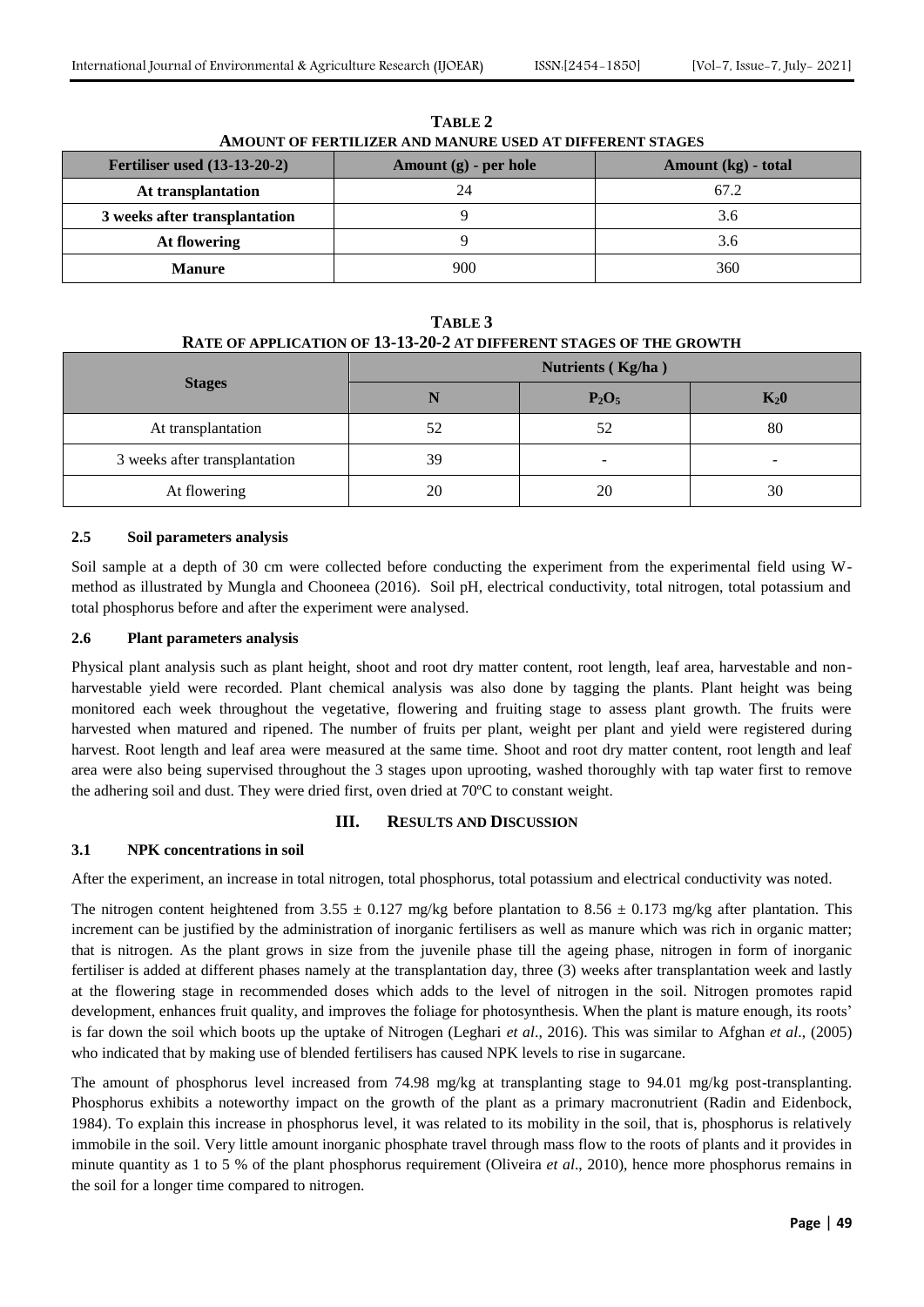**TABLE 2**
**AMOUNT OF FERTILIZER AND MANURE USED AT DIFFERENT STAGES**

| Fertiliser used (13-13-20-2) | Amount (g) - per hole | Amount (kg) - total |
|---|---|---|
| At transplantation | 24 | 67.2 |
| 3 weeks after transplantation | 9 | 3.6 |
| At flowering | 9 | 3.6 |
| Manure | 900 | 360 |

**TABLE 3**
**RATE OF APPLICATION OF 13-13-20-2 AT DIFFERENT STAGES OF THE GROWTH**

| Stages | Nutrients ( Kg/ha ) | | |
|---|---|---|---|
| | N | $P_2O_5$ | $K_20$ |
| At transplantation | 52 | 52 | 80 |
| 3 weeks after transplantation | 39 | - | - |
| At flowering | 20 | 20 | 30 |

### 2.5 Soil parameters analysis

Soil sample at a depth of 30 cm were collected before conducting the experiment from the experimental field using W-method as illustrated by Mungla and Chooneea (2016). Soil pH, electrical conductivity, total nitrogen, total potassium and total phosphorus before and after the experiment were analysed.

### 2.6 Plant parameters analysis

Physical plant analysis such as plant height, shoot and root dry matter content, root length, leaf area, harvestable and non-harvestable yield were recorded. Plant chemical analysis was also done by tagging the plants. Plant height was being monitored each week throughout the vegetative, flowering and fruiting stage to assess plant growth. The fruits were harvested when matured and ripened. The number of fruits per plant, weight per plant and yield were registered during harvest. Root length and leaf area were measured at the same time. Shoot and root dry matter content, root length and leaf area were also being supervised throughout the 3 stages upon uprooting, washed thoroughly with tap water first to remove the adhering soil and dust. They were dried first, oven dried at 70ºC to constant weight.

## III. RESULTS AND DISCUSSION

### 3.1 NPK concentrations in soil

After the experiment, an increase in total nitrogen, total phosphorus, total potassium and electrical conductivity was noted.

The nitrogen content heightened from $3.55 \pm 0.127$ mg/kg before plantation to $8.56 \pm 0.173$ mg/kg after plantation. This increment can be justified by the administration of inorganic fertilisers as well as manure which was rich in organic matter; that is nitrogen. As the plant grows in size from the juvenile phase till the ageing phase, nitrogen in form of inorganic fertiliser is added at different phases namely at the transplantation day, three (3) weeks after transplantation week and lastly at the flowering stage in recommended doses which adds to the level of nitrogen in the soil. Nitrogen promotes rapid development, enhances fruit quality, and improves the foliage for photosynthesis. When the plant is mature enough, its roots' is far down the soil which boots up the uptake of Nitrogen (Leghari *et al*., 2016). This was similar to Afghan *et al*., (2005) who indicated that by making use of blended fertilisers has caused NPK levels to rise in sugarcane.

The amount of phosphorus level increased from 74.98 mg/kg at transplanting stage to 94.01 mg/kg post-transplanting. Phosphorus exhibits a noteworthy impact on the growth of the plant as a primary macronutrient (Radin and Eidenbock, 1984). To explain this increase in phosphorus level, it was related to its mobility in the soil, that is, phosphorus is relatively immobile in the soil. Very little amount inorganic phosphate travel through mass flow to the roots of plants and it provides in minute quantity as 1 to 5 % of the plant phosphorus requirement (Oliveira *et al*., 2010), hence more phosphorus remains in the soil for a longer time compared to nitrogen.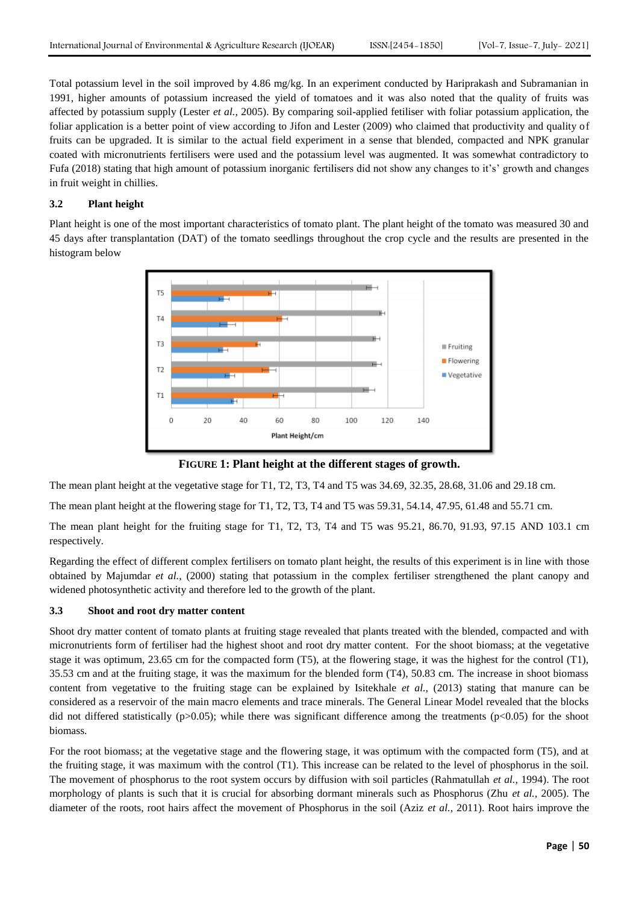Total potassium level in the soil improved by 4.86 mg/kg. In an experiment conducted by Hariprakash and Subramanian in 1991, higher amounts of potassium increased the yield of tomatoes and it was also noted that the quality of fruits was affected by potassium supply (Lester *et al.,* 2005). By comparing soil-applied fetiliser with foliar potassium application, the foliar application is a better point of view according to Jifon and Lester (2009) who claimed that productivity and quality of fruits can be upgraded. It is similar to the actual field experiment in a sense that blended, compacted and NPK granular coated with micronutrients fertilisers were used and the potassium level was augmented. It was somewhat contradictory to Fufa (2018) stating that high amount of potassium inorganic fertilisers did not show any changes to it's' growth and changes in fruit weight in chillies.

### 3.2 Plant height

Plant height is one of the most important characteristics of tomato plant. The plant height of the tomato was measured 30 and 45 days after transplantation (DAT) of the tomato seedlings throughout the crop cycle and the results are presented in the histogram below

**FIGURE 1: Plant height at the different stages of growth.**

The mean plant height at the vegetative stage for T1, T2, T3, T4 and T5 was 34.69, 32.35, 28.68, 31.06 and 29.18 cm.

The mean plant height at the flowering stage for T1, T2, T3, T4 and T5 was 59.31, 54.14, 47.95, 61.48 and 55.71 cm.

The mean plant height for the fruiting stage for T1, T2, T3, T4 and T5 was 95.21, 86.70, 91.93, 97.15 AND 103.1 cm respectively.

Regarding the effect of different complex fertilisers on tomato plant height, the results of this experiment is in line with those obtained by Majumdar *et al.,* (2000) stating that potassium in the complex fertiliser strengthened the plant canopy and widened photosynthetic activity and therefore led to the growth of the plant.

### 3.3 Shoot and root dry matter content

Shoot dry matter content of tomato plants at fruiting stage revealed that plants treated with the blended, compacted and with micronutrients form of fertiliser had the highest shoot and root dry matter content. For the shoot biomass; at the vegetative stage it was optimum, 23.65 cm for the compacted form (T5), at the flowering stage, it was the highest for the control (T1), 35.53 cm and at the fruiting stage, it was the maximum for the blended form (T4), 50.83 cm. The increase in shoot biomass content from vegetative to the fruiting stage can be explained by Isitekhale *et al.,* (2013) stating that manure can be considered as a reservoir of the main macro elements and trace minerals. The General Linear Model revealed that the blocks did not differed statistically ($p>0.05$); while there was significant difference among the treatments ($p<0.05$) for the shoot biomass.

For the root biomass; at the vegetative stage and the flowering stage, it was optimum with the compacted form (T5), and at the fruiting stage, it was maximum with the control (T1). This increase can be related to the level of phosphorus in the soil. The movement of phosphorus to the root system occurs by diffusion with soil particles (Rahmatullah *et al.,* 1994). The root morphology of plants is such that it is crucial for absorbing dormant minerals such as Phosphorus (Zhu *et al.,* 2005). The diameter of the roots, root hairs affect the movement of Phosphorus in the soil (Aziz *et al.,* 2011). Root hairs improve the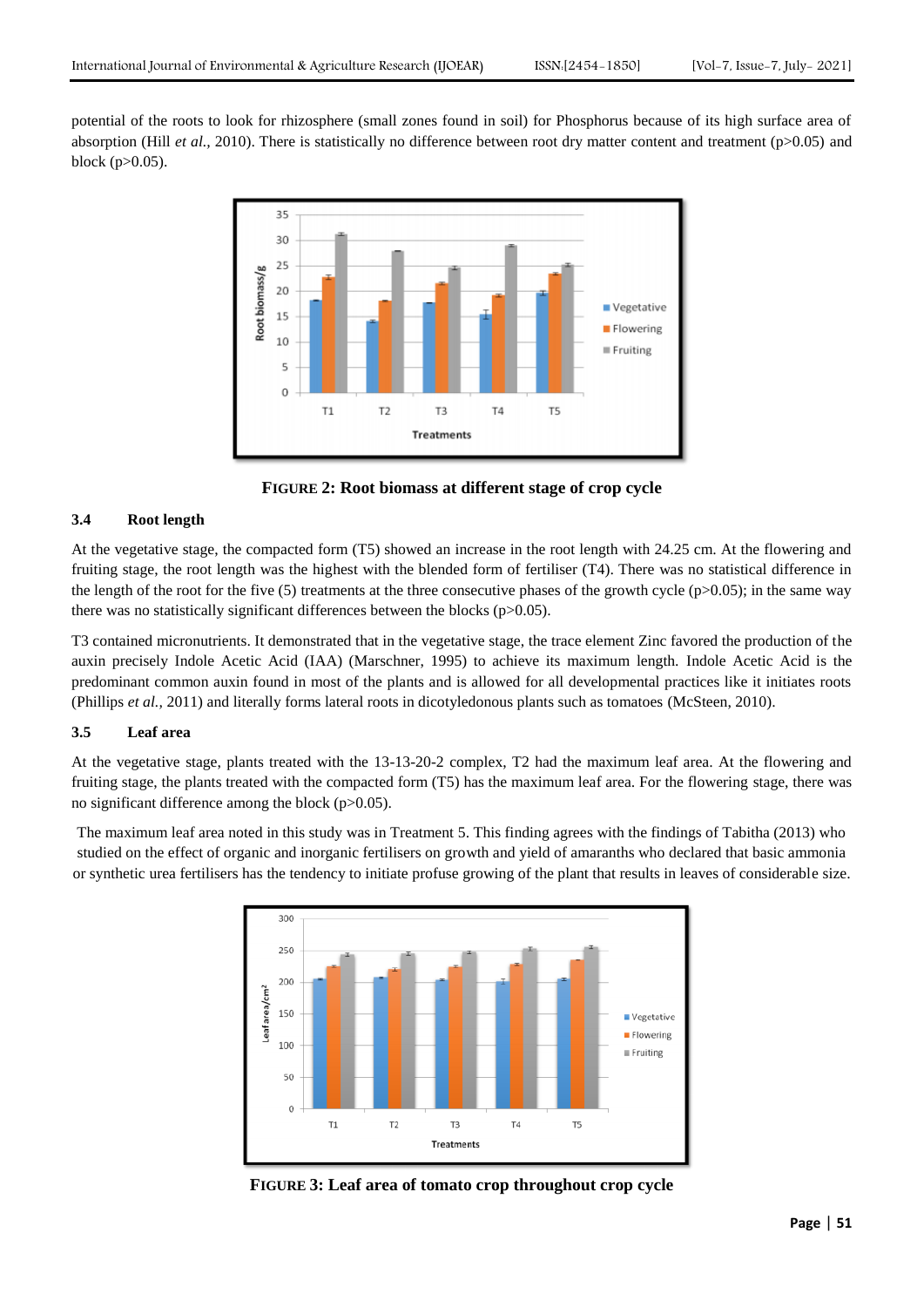potential of the roots to look for rhizosphere (small zones found in soil) for Phosphorus because of its high surface area of absorption (Hill *et al.,* 2010). There is statistically no difference between root dry matter content and treatment ($p>0.05$) and block ($p>0.05$).

**FIGURE 2: Root biomass at different stage of crop cycle**

### 3.4 Root length

At the vegetative stage, the compacted form (T5) showed an increase in the root length with 24.25 cm. At the flowering and fruiting stage, the root length was the highest with the blended form of fertiliser (T4). There was no statistical difference in the length of the root for the five (5) treatments at the three consecutive phases of the growth cycle ($p>0.05$); in the same way there was no statistically significant differences between the blocks ($p>0.05$).

T3 contained micronutrients. It demonstrated that in the vegetative stage, the trace element Zinc favored the production of the auxin precisely Indole Acetic Acid (IAA) (Marschner, 1995) to achieve its maximum length. Indole Acetic Acid is the predominant common auxin found in most of the plants and is allowed for all developmental practices like it initiates roots (Phillips *et al.,* 2011) and literally forms lateral roots in dicotyledonous plants such as tomatoes (McSteen, 2010).

### 3.5 Leaf area

At the vegetative stage, plants treated with the 13-13-20-2 complex, T2 had the maximum leaf area. At the flowering and fruiting stage, the plants treated with the compacted form (T5) has the maximum leaf area. For the flowering stage, there was no significant difference among the block ($p>0.05$).

The maximum leaf area noted in this study was in Treatment 5. This finding agrees with the findings of Tabitha (2013) who studied on the effect of organic and inorganic fertilisers on growth and yield of amaranths who declared that basic ammonia or synthetic urea fertilisers has the tendency to initiate profuse growing of the plant that results in leaves of considerable size.

**FIGURE 3: Leaf area of tomato crop throughout crop cycle**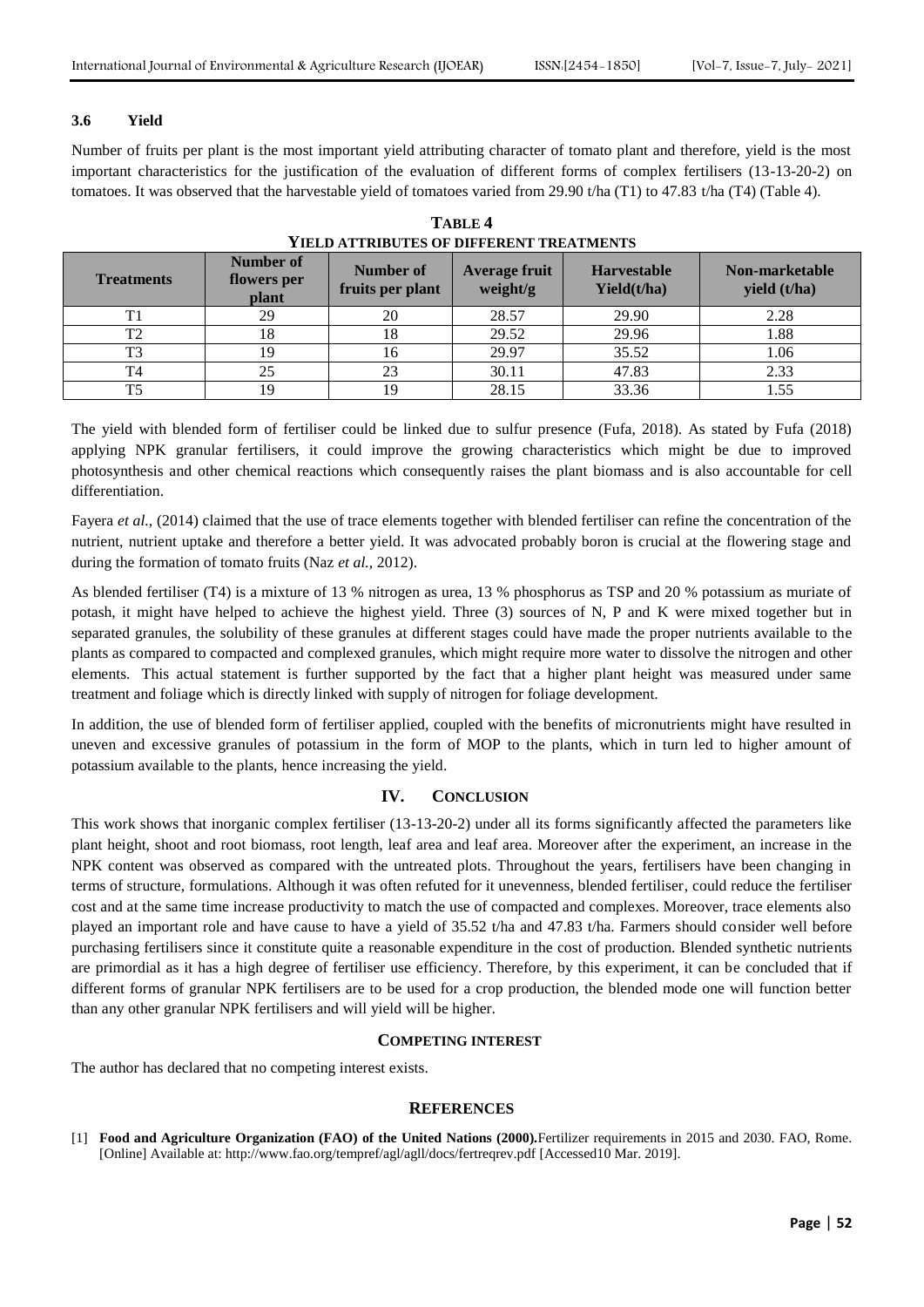### 3.6 Yield

Number of fruits per plant is the most important yield attributing character of tomato plant and therefore, yield is the most important characteristics for the justification of the evaluation of different forms of complex fertilisers (13-13-20-2) on tomatoes. It was observed that the harvestable yield of tomatoes varied from 29.90 t/ha (T1) to 47.83 t/ha (T4) (Table 4).

**TABLE 4**
**YIELD ATTRIBUTES OF DIFFERENT TREATMENTS**

| Treatments | Number of flowers per plant | Number of fruits per plant | Average fruit weight/g | Harvestable Yield(t/ha) | Non-marketable yield (t/ha) |
|---|---|---|---|---|---|
| T1 | 29 | 20 | 28.57 | 29.90 | 2.28 |
| T2 | 18 | 18 | 29.52 | 29.96 | 1.88 |
| T3 | 19 | 16 | 29.97 | 35.52 | 1.06 |
| T4 | 25 | 23 | 30.11 | 47.83 | 2.33 |
| T5 | 19 | 19 | 28.15 | 33.36 | 1.55 |

The yield with blended form of fertiliser could be linked due to sulfur presence (Fufa, 2018). As stated by Fufa (2018) applying NPK granular fertilisers, it could improve the growing characteristics which might be due to improved photosynthesis and other chemical reactions which consequently raises the plant biomass and is also accountable for cell differentiation.

Fayera *et al.*, (2014) claimed that the use of trace elements together with blended fertiliser can refine the concentration of the nutrient, nutrient uptake and therefore a better yield. It was advocated probably boron is crucial at the flowering stage and during the formation of tomato fruits (Naz *et al.,* 2012).

As blended fertiliser (T4) is a mixture of 13 % nitrogen as urea, 13 % phosphorus as TSP and 20 % potassium as muriate of potash, it might have helped to achieve the highest yield. Three (3) sources of N, P and K were mixed together but in separated granules, the solubility of these granules at different stages could have made the proper nutrients available to the plants as compared to compacted and complexed granules, which might require more water to dissolve the nitrogen and other elements. This actual statement is further supported by the fact that a higher plant height was measured under same treatment and foliage which is directly linked with supply of nitrogen for foliage development.

In addition, the use of blended form of fertiliser applied, coupled with the benefits of micronutrients might have resulted in uneven and excessive granules of potassium in the form of MOP to the plants, which in turn led to higher amount of potassium available to the plants, hence increasing the yield.

## IV. CONCLUSION

This work shows that inorganic complex fertiliser (13-13-20-2) under all its forms significantly affected the parameters like plant height, shoot and root biomass, root length, leaf area and leaf area. Moreover after the experiment, an increase in the NPK content was observed as compared with the untreated plots. Throughout the years, fertilisers have been changing in terms of structure, formulations. Although it was often refuted for it unevenness, blended fertiliser, could reduce the fertiliser cost and at the same time increase productivity to match the use of compacted and complexes. Moreover, trace elements also played an important role and have cause to have a yield of 35.52 t/ha and 47.83 t/ha. Farmers should consider well before purchasing fertilisers since it constitute quite a reasonable expenditure in the cost of production. Blended synthetic nutrients are primordial as it has a high degree of fertiliser use efficiency. Therefore, by this experiment, it can be concluded that if different forms of granular NPK fertilisers are to be used for a crop production, the blended mode one will function better than any other granular NPK fertilisers and will yield will be higher.

## COMPETING INTEREST

The author has declared that no competing interest exists.

## REFERENCES

[1] **Food and Agriculture Organization (FAO) of the United Nations (2000).** Fertilizer requirements in 2015 and 2030. FAO, Rome. [Online] Available at: http://www.fao.org/tempref/agl/agll/docs/fertreqrev.pdf [Accessed10 Mar. 2019].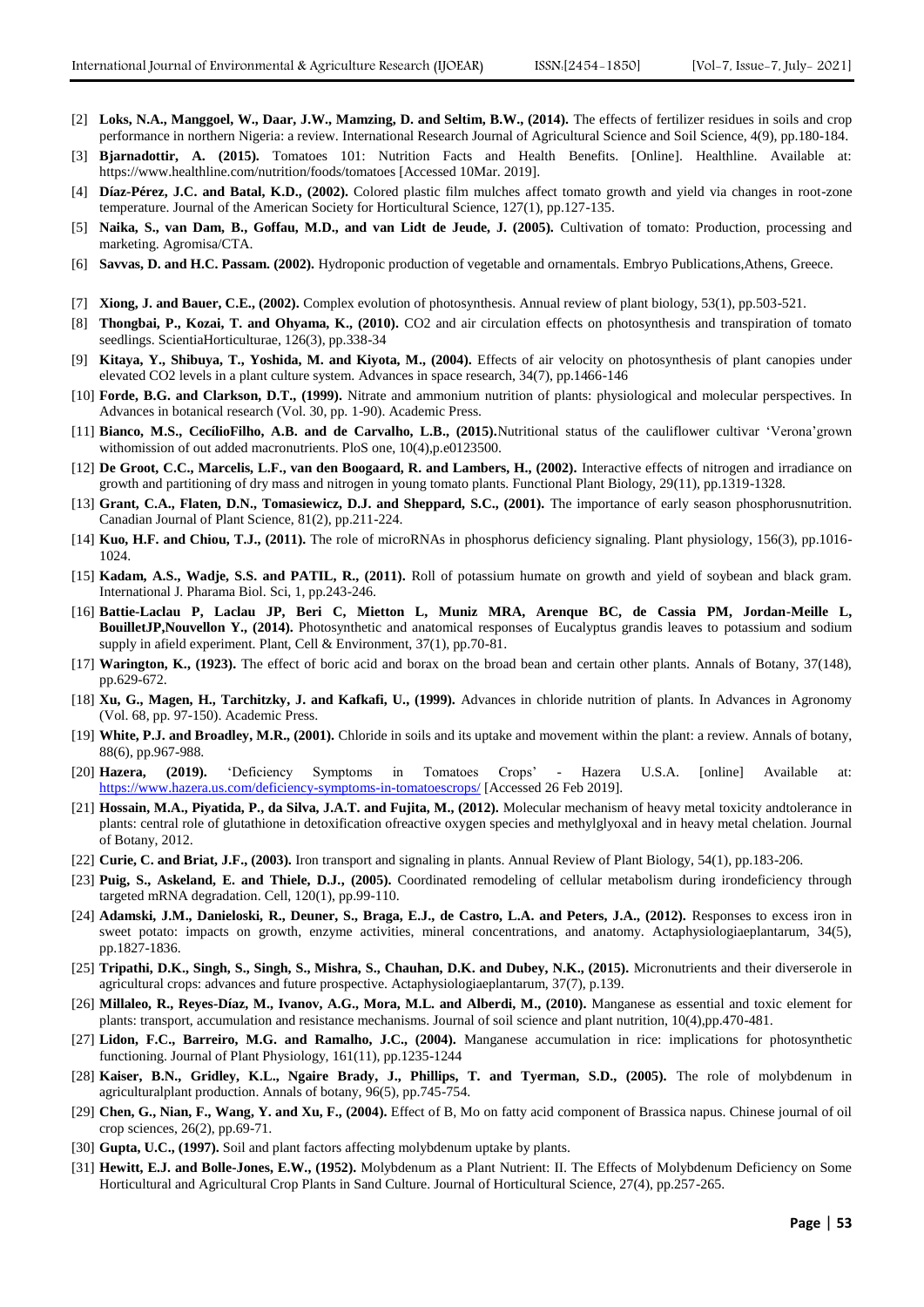[2] **Loks, N.A., Manggoel, W., Daar, J.W., Mamzing, D. and Seltim, B.W., (2014).** The effects of fertilizer residues in soils and crop performance in northern Nigeria: a review. International Research Journal of Agricultural Science and Soil Science, 4(9), pp.180-184.

[3] **Bjarnadottir, A. (2015).** Tomatoes 101: Nutrition Facts and Health Benefits. [Online]. Healthline. Available at: https://www.healthline.com/nutrition/foods/tomatoes [Accessed 10Mar. 2019].

[4] **Díaz-Pérez, J.C. and Batal, K.D., (2002).** Colored plastic film mulches affect tomato growth and yield via changes in root-zone temperature. Journal of the American Society for Horticultural Science, 127(1), pp.127-135.

[5] **Naika, S., van Dam, B., Goffau, M.D., and van Lidt de Jeude, J. (2005).** Cultivation of tomato: Production, processing and marketing. Agromisa/CTA.

[6] **Savvas, D. and H.C. Passam. (2002).** Hydroponic production of vegetable and ornamentals. Embryo Publications,Athens, Greece.

[7] **Xiong, J. and Bauer, C.E., (2002).** Complex evolution of photosynthesis. Annual review of plant biology, 53(1), pp.503-521.

[8] **Thongbai, P., Kozai, T. and Ohyama, K., (2010).** CO2 and air circulation effects on photosynthesis and transpiration of tomato seedlings. ScientiaHorticulturae, 126(3), pp.338-34

[9] **Kitaya, Y., Shibuya, T., Yoshida, M. and Kiyota, M., (2004).** Effects of air velocity on photosynthesis of plant canopies under elevated CO2 levels in a plant culture system. Advances in space research, 34(7), pp.1466-146

[10] **Forde, B.G. and Clarkson, D.T., (1999).** Nitrate and ammonium nutrition of plants: physiological and molecular perspectives. In Advances in botanical research (Vol. 30, pp. 1-90). Academic Press.

[11] **Bianco, M.S., CecílioFilho, A.B. and de Carvalho, L.B., (2015).**Nutritional status of the cauliflower cultivar 'Verona'grown withomission of out added macronutrients. PloS one, 10(4),p.e0123500.

[12] **De Groot, C.C., Marcelis, L.F., van den Boogaard, R. and Lambers, H., (2002).** Interactive effects of nitrogen and irradiance on growth and partitioning of dry mass and nitrogen in young tomato plants. Functional Plant Biology, 29(11), pp.1319-1328.

[13] **Grant, C.A., Flaten, D.N., Tomasiewicz, D.J. and Sheppard, S.C., (2001).** The importance of early season phosphorusnutrition. Canadian Journal of Plant Science, 81(2), pp.211-224.

[14] **Kuo, H.F. and Chiou, T.J., (2011).** The role of microRNAs in phosphorus deficiency signaling. Plant physiology, 156(3), pp.1016-1024.

[15] **Kadam, A.S., Wadje, S.S. and PATIL, R., (2011).** Roll of potassium humate on growth and yield of soybean and black gram. International J. Pharama Biol. Sci, 1, pp.243-246.

[16] **Battie-Laclau P, Laclau JP, Beri C, Mietton L, Muniz MRA, Arenque BC, de Cassia PM, Jordan-Meille L, BouilletJP,Nouvellon Y., (2014).** Photosynthetic and anatomical responses of Eucalyptus grandis leaves to potassium and sodium supply in afield experiment. Plant, Cell & Environment, 37(1), pp.70-81.

[17] **Warington, K., (1923).** The effect of boric acid and borax on the broad bean and certain other plants. Annals of Botany, 37(148), pp.629-672.

[18] **Xu, G., Magen, H., Tarchitzky, J. and Kafkafi, U., (1999).** Advances in chloride nutrition of plants. In Advances in Agronomy (Vol. 68, pp. 97-150). Academic Press.

[19] **White, P.J. and Broadley, M.R., (2001).** Chloride in soils and its uptake and movement within the plant: a review. Annals of botany, 88(6), pp.967-988.

[20] **Hazera, (2019).** 'Deficiency Symptoms in Tomatoes Crops' - Hazera U.S.A. [online] Available at: https://www.hazera.us.com/deficiency-symptoms-in-tomatoescrops/ [Accessed 26 Feb 2019].

[21] **Hossain, M.A., Piyatida, P., da Silva, J.A.T. and Fujita, M., (2012).** Molecular mechanism of heavy metal toxicity andtolerance in plants: central role of glutathione in detoxification ofreactive oxygen species and methylglyoxal and in heavy metal chelation. Journal of Botany, 2012.

[22] **Curie, C. and Briat, J.F., (2003).** Iron transport and signaling in plants. Annual Review of Plant Biology, 54(1), pp.183-206.

[23] **Puig, S., Askeland, E. and Thiele, D.J., (2005).** Coordinated remodeling of cellular metabolism during irondeficiency through targeted mRNA degradation. Cell, 120(1), pp.99-110.

[24] **Adamski, J.M., Danieloski, R., Deuner, S., Braga, E.J., de Castro, L.A. and Peters, J.A., (2012).** Responses to excess iron in sweet potato: impacts on growth, enzyme activities, mineral concentrations, and anatomy. Actaphysiologiaeplantarum, 34(5), pp.1827-1836.

[25] **Tripathi, D.K., Singh, S., Singh, S., Mishra, S., Chauhan, D.K. and Dubey, N.K., (2015).** Micronutrients and their diverserole in agricultural crops: advances and future prospective. Actaphysiologiaeplantarum, 37(7), p.139.

[26] **Millaleo, R., Reyes-Díaz, M., Ivanov, A.G., Mora, M.L. and Alberdi, M., (2010).** Manganese as essential and toxic element for plants: transport, accumulation and resistance mechanisms. Journal of soil science and plant nutrition, 10(4),pp.470-481.

[27] **Lidon, F.C., Barreiro, M.G. and Ramalho, J.C., (2004).** Manganese accumulation in rice: implications for photosynthetic functioning. Journal of Plant Physiology, 161(11), pp.1235-1244

[28] **Kaiser, B.N., Gridley, K.L., Ngaire Brady, J., Phillips, T. and Tyerman, S.D., (2005).** The role of molybdenum in agriculturalplant production. Annals of botany, 96(5), pp.745-754.

[29] **Chen, G., Nian, F., Wang, Y. and Xu, F., (2004).** Effect of B, Mo on fatty acid component of Brassica napus. Chinese journal of oil crop sciences, 26(2), pp.69-71.

[30] **Gupta, U.C., (1997).** Soil and plant factors affecting molybdenum uptake by plants.

[31] **Hewitt, E.J. and Bolle-Jones, E.W., (1952).** Molybdenum as a Plant Nutrient: II. The Effects of Molybdenum Deficiency on Some Horticultural and Agricultural Crop Plants in Sand Culture. Journal of Horticultural Science, 27(4), pp.257-265.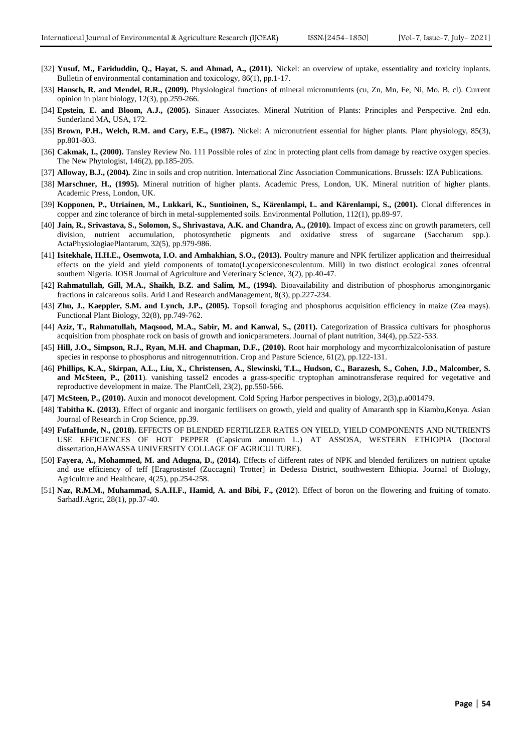[32] **Yusuf, M., Fariduddin, Q., Hayat, S. and Ahmad, A., (2011).** Nickel: an overview of uptake, essentiality and toxicity inplants. Bulletin of environmental contamination and toxicology, 86(1), pp.1-17.

[33] **Hansch, R. and Mendel, R.R., (2009).** Physiological functions of mineral micronutrients (cu, Zn, Mn, Fe, Ni, Mo, B, cl). Current opinion in plant biology, 12(3), pp.259-266.

[34] **Epstein, E. and Bloom, A.J., (2005).** Sinauer Associates. Mineral Nutrition of Plants: Principles and Perspective. 2nd edn. Sunderland MA, USA, 172.

[35] **Brown, P.H., Welch, R.M. and Cary, E.E., (1987).** Nickel: A micronutrient essential for higher plants. Plant physiology, 85(3), pp.801-803.

[36] **Cakmak, I., (2000).** Tansley Review No. 111 Possible roles of zinc in protecting plant cells from damage by reactive oxygen species. The New Phytologist, 146(2), pp.185-205.

[37] **Alloway, B.J., (2004).** Zinc in soils and crop nutrition. International Zinc Association Communications. Brussels: IZA Publications.

[38] **Marschner, H., (1995).** Mineral nutrition of higher plants. Academic Press, London, UK. Mineral nutrition of higher plants. Academic Press, London, UK.

[39] **Kopponen, P., Utriainen, M., Lukkari, K., Suntioinen, S., Kärenlampi, L. and Kärenlampi, S., (2001).** Clonal differences in copper and zinc tolerance of birch in metal-supplemented soils. Environmental Pollution, 112(1), pp.89-97.

[40] **Jain, R., Srivastava, S., Solomon, S., Shrivastava, A.K. and Chandra, A., (2010).** Impact of excess zinc on growth parameters, cell division, nutrient accumulation, photosynthetic pigments and oxidative stress of sugarcane (Saccharum spp.). ActaPhysiologiaePlantarum, 32(5), pp.979-986.

[41] **Isitekhale, H.H.E., Osemwota, I.O. and Amhakhian, S.O., (2013).** Poultry manure and NPK fertilizer application and theirresidual effects on the yield and yield components of tomato(Lycopersiconesculentum. Mill) in two distinct ecological zones ofcentral southern Nigeria. IOSR Journal of Agriculture and Veterinary Science, 3(2), pp.40-47.

[42] **Rahmatullah, Gill, M.A., Shaikh, B.Z. and Salim, M., (1994).** Bioavailability and distribution of phosphorus amonginorganic fractions in calcareous soils. Arid Land Research andManagement, 8(3), pp.227-234.

[43] **Zhu, J., Kaeppler, S.M. and Lynch, J.P., (2005).** Topsoil foraging and phosphorus acquisition efficiency in maize (Zea mays). Functional Plant Biology, 32(8), pp.749-762.

[44] **Aziz, T., Rahmatullah, Maqsood, M.A., Sabir, M. and Kanwal, S., (2011).** Categorization of Brassica cultivars for phosphorus acquisition from phosphate rock on basis of growth and ionicparameters. Journal of plant nutrition, 34(4), pp.522-533.

[45] **Hill, J.O., Simpson, R.J., Ryan, M.H. and Chapman, D.F., (2010).** Root hair morphology and mycorrhizalcolonisation of pasture species in response to phosphorus and nitrogennutrition. Crop and Pasture Science, 61(2), pp.122-131.

[46] **Phillips, K.A., Skirpan, A.L., Liu, X., Christensen, A., Slewinski, T.L., Hudson, C., Barazesh, S., Cohen, J.D., Malcomber, S. and McSteen, P., (2011**). vanishing tassel2 encodes a grass-specific tryptophan aminotransferase required for vegetative and reproductive development in maize. The PlantCell, 23(2), pp.550-566.

[47] **McSteen, P., (2010).** Auxin and monocot development. Cold Spring Harbor perspectives in biology, 2(3),p.a001479.

[48] **Tabitha K. (2013).** Effect of organic and inorganic fertilisers on growth, yield and quality of Amaranth spp in Kiambu,Kenya. Asian Journal of Research in Crop Science, pp.39.

[49] **FufaHunde, N., (2018).** EFFECTS OF BLENDED FERTILIZER RATES ON YIELD, YIELD COMPONENTS AND NUTRIENTS USE EFFICIENCES OF HOT PEPPER (Capsicum annuum L.) AT ASSOSA, WESTERN ETHIOPIA (Doctoral dissertation,HAWASSA UNIVERSITY COLLAGE OF AGRICULTURE).

[50] **Fayera, A., Mohammed, M. and Adugna, D., (2014).** Effects of different rates of NPK and blended fertilizers on nutrient uptake and use efficiency of teff [Eragrostistef (Zuccagni) Trotter] in Dedessa District, southwestern Ethiopia. Journal of Biology, Agriculture and Healthcare, 4(25), pp.254-258.

[51] **Naz, R.M.M., Muhammad, S.A.H.F., Hamid, A. and Bibi, F., (2012**). Effect of boron on the flowering and fruiting of tomato. SarhadJ.Agric, 28(1), pp.37-40.